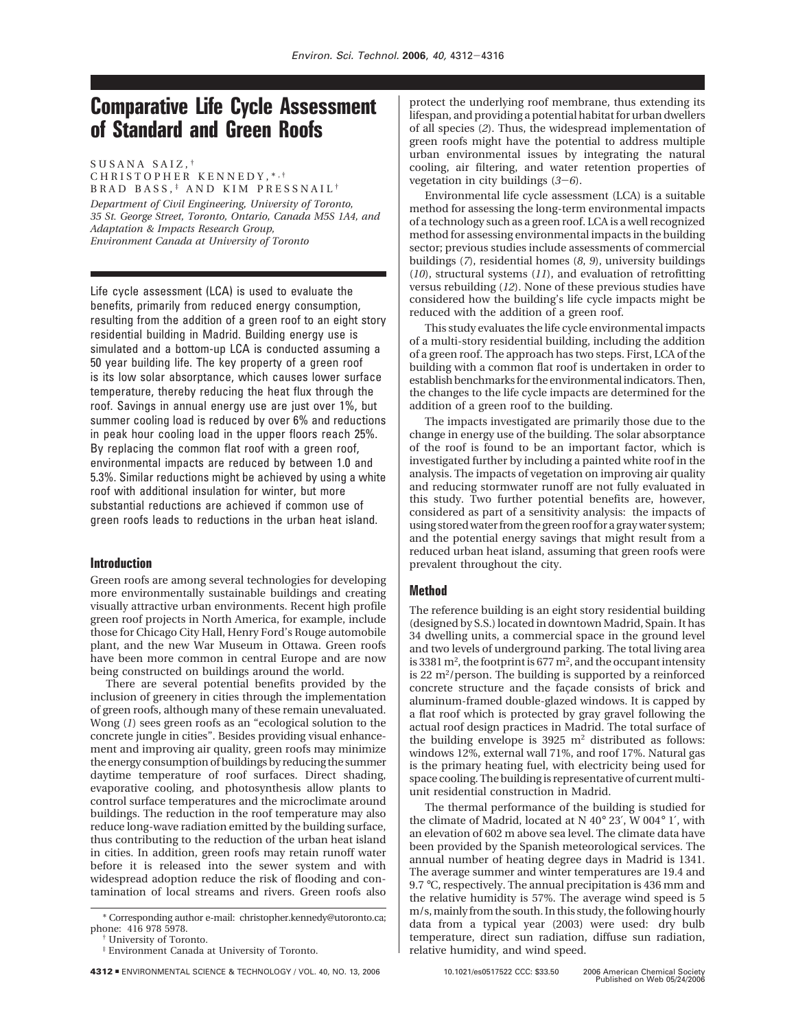# Comparative Life Cycle Assessment of Standard and Green Roofs

SUSANA SAIZ,[†] CHRISTOPHER KENNEDY,[*,†] BRAD BASS,[‡] AND KIM PRESSNAIL[†]

*Department of Civil Engineering, University of Toronto, 35 St. George Street, Toronto, Ontario, Canada M5S 1A4, and Adaptation & Impacts Research Group, Environment Canada at University of Toronto*

Life cycle assessment (LCA) is used to evaluate the benefits, primarily from reduced energy consumption, resulting from the addition of a green roof to an eight story residential building in Madrid. Building energy use is simulated and a bottom-up LCA is conducted assuming a 50 year building life. The key property of a green roof is its low solar absorptance, which causes lower surface temperature, thereby reducing the heat flux through the roof. Savings in annual energy use are just over 1%, but summer cooling load is reduced by over 6% and reductions in peak hour cooling load in the upper floors reach 25%. By replacing the common flat roof with a green roof, environmental impacts are reduced by between 1.0 and 5.3%. Similar reductions might be achieved by using a white roof with additional insulation for winter, but more substantial reductions are achieved if common use of green roofs leads to reductions in the urban heat island.

## Introduction

Green roofs are among several technologies for developing more environmentally sustainable buildings and creating visually attractive urban environments. Recent high profile green roof projects in North America, for example, include those for Chicago City Hall, Henry Ford's Rouge automobile plant, and the new War Museum in Ottawa. Green roofs have been more common in central Europe and are now being constructed on buildings around the world.

There are several potential benefits provided by the inclusion of greenery in cities through the implementation of green roofs, although many of these remain unevaluated. Wong (*1*) sees green roofs as an "ecological solution to the concrete jungle in cities". Besides providing visual enhancement and improving air quality, green roofs may minimize the energy consumption of buildings by reducing the summer daytime temperature of roof surfaces. Direct shading, evaporative cooling, and photosynthesis allow plants to control surface temperatures and the microclimate around buildings. The reduction in the roof temperature may also reduce long-wave radiation emitted by the building surface, thus contributing to the reduction of the urban heat island in cities. In addition, green roofs may retain runoff water before it is released into the sewer system and with widespread adoption reduce the risk of flooding and contamination of local streams and rivers. Green roofs also protect the underlying roof membrane, thus extending its lifespan, and providing a potential habitat for urban dwellers of all species (*2*). Thus, the widespread implementation of green roofs might have the potential to address multiple urban environmental issues by integrating the natural cooling, air filtering, and water retention properties of vegetation in city buildings (*3*–*6*).

Environmental life cycle assessment (LCA) is a suitable method for assessing the long-term environmental impacts of a technology such as a green roof. LCA is a well recognized method for assessing environmental impacts in the building sector; previous studies include assessments of commercial buildings (*7*), residential homes (*8*, *9*), university buildings (*10*), structural systems (*11*), and evaluation of retrofitting versus rebuilding (*12*). None of these previous studies have considered how the building's life cycle impacts might be reduced with the addition of a green roof.

This study evaluates the life cycle environmental impacts of a multi-story residential building, including the addition of a green roof. The approach has two steps. First, LCA of the building with a common flat roof is undertaken in order to establish benchmarks for the environmental indicators. Then, the changes to the life cycle impacts are determined for the addition of a green roof to the building.

The impacts investigated are primarily those due to the change in energy use of the building. The solar absorptance of the roof is found to be an important factor, which is investigated further by including a painted white roof in the analysis. The impacts of vegetation on improving air quality and reducing stormwater runoff are not fully evaluated in this study. Two further potential benefits are, however, considered as part of a sensitivity analysis: the impacts of using stored water from the green roof for a gray water system; and the potential energy savings that might result from a reduced urban heat island, assuming that green roofs were prevalent throughout the city.

## Method

The reference building is an eight story residential building (designed by S.S.) located in downtown Madrid, Spain. It has 34 dwelling units, a commercial space in the ground level and two levels of underground parking. The total living area is 3381 m$^2$, the footprint is 677 m$^2$, and the occupant intensity is 22 m$^2$/person. The building is supported by a reinforced concrete structure and the façade consists of brick and aluminum-framed double-glazed windows. It is capped by a flat roof which is protected by gray gravel following the actual roof design practices in Madrid. The total surface of the building envelope is 3925 m$^2$ distributed as follows: windows 12%, external wall 71%, and roof 17%. Natural gas is the primary heating fuel, with electricity being used for space cooling. The building is representative of current multi-unit residential construction in Madrid.

The thermal performance of the building is studied for the climate of Madrid, located at N 40° 23′, W 004° 1′, with an elevation of 602 m above sea level. The climate data have been provided by the Spanish meteorological services. The annual number of heating degree days in Madrid is 1341. The average summer and winter temperatures are 19.4 and 9.7 °C, respectively. The annual precipitation is 436 mm and the relative humidity is 57%. The average wind speed is 5 m/s, mainly from the south. In this study, the following hourly data from a typical year (2003) were used: dry bulb temperature, direct sun radiation, diffuse sun radiation, relative humidity, and wind speed.

* Corresponding author e-mail: christopher.kennedy@utoronto.ca; phone: 416 978 5978.

† University of Toronto.

‡ Environment Canada at University of Toronto.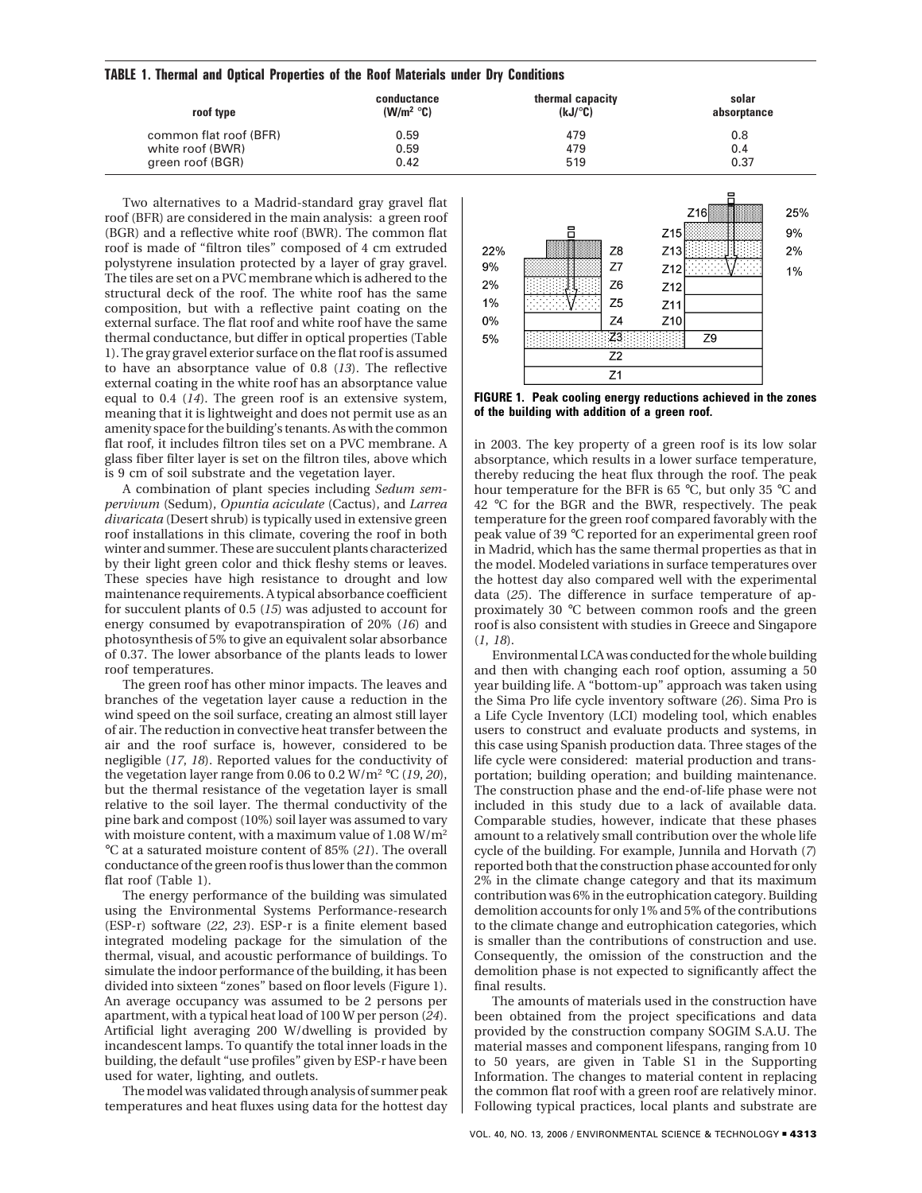**TABLE 1. Thermal and Optical Properties of the Roof Materials under Dry Conditions**

| roof type | conductance ($W/m^2$ °C) | thermal capacity (kJ/°C) | solar absorptance |
|---|---|---|---|
| common flat roof (BFR) | 0.59 | 479 | 0.8 |
| white roof (BWR) | 0.59 | 479 | 0.4 |
| green roof (BGR) | 0.42 | 519 | 0.37 |

Two alternatives to a Madrid-standard gray gravel flat roof (BFR) are considered in the main analysis: a green roof (BGR) and a reflective white roof (BWR). The common flat roof is made of "filtron tiles" composed of 4 cm extruded polystyrene insulation protected by a layer of gray gravel. The tiles are set on a PVC membrane which is adhered to the structural deck of the roof. The white roof has the same composition, but with a reflective paint coating on the external surface. The flat roof and white roof have the same thermal conductance, but differ in optical properties (Table 1). The gray gravel exterior surface on the flat roof is assumed to have an absorptance value of 0.8 (*13*). The reflective external coating in the white roof has an absorptance value equal to 0.4 (*14*). The green roof is an extensive system, meaning that it is lightweight and does not permit use as an amenity space for the building's tenants. As with the common flat roof, it includes filtron tiles set on a PVC membrane. A glass fiber filter layer is set on the filtron tiles, above which is 9 cm of soil substrate and the vegetation layer.

A combination of plant species including *Sedum sempervivum* (Sedum), *Opuntia aciculate* (Cactus), and *Larrea divaricata* (Desert shrub) is typically used in extensive green roof installations in this climate, covering the roof in both winter and summer. These are succulent plants characterized by their light green color and thick fleshy stems or leaves. These species have high resistance to drought and low maintenance requirements. A typical absorbance coefficient for succulent plants of 0.5 (*15*) was adjusted to account for energy consumed by evapotranspiration of 20% (*16*) and photosynthesis of 5% to give an equivalent solar absorbance of 0.37. The lower absorbance of the plants leads to lower roof temperatures.

The green roof has other minor impacts. The leaves and branches of the vegetation layer cause a reduction in the wind speed on the soil surface, creating an almost still layer of air. The reduction in convective heat transfer between the air and the roof surface is, however, considered to be negligible (*17*, *18*). Reported values for the conductivity of the vegetation layer range from 0.06 to 0.2 $W/m^2$ °C (*19*, *20*), but the thermal resistance of the vegetation layer is small relative to the soil layer. The thermal conductivity of the pine bark and compost (10%) soil layer was assumed to vary with moisture content, with a maximum value of 1.08 $W/m^2$ °C at a saturated moisture content of 85% (*21*). The overall conductance of the green roof is thus lower than the common flat roof (Table 1).

The energy performance of the building was simulated using the Environmental Systems Performance-research (ESP-r) software (*22*, *23*). ESP-r is a finite element based integrated modeling package for the simulation of the thermal, visual, and acoustic performance of buildings. To simulate the indoor performance of the building, it has been divided into sixteen "zones" based on floor levels (Figure 1). An average occupancy was assumed to be 2 persons per apartment, with a typical heat load of 100 W per person (*24*). Artificial light averaging 200 W/dwelling is provided by incandescent lamps. To quantify the total inner loads in the building, the default "use profiles" given by ESP-r have been used for water, lighting, and outlets.

The model was validated through analysis of summer peak temperatures and heat fluxes using data for the hottest day in 2003. The key property of a green roof is its low solar absorptance, which results in a lower surface temperature, thereby reducing the heat flux through the roof. The peak hour temperature for the BFR is 65 °C, but only 35 °C and 42 °C for the BGR and the BWR, respectively. The peak temperature for the green roof compared favorably with the peak value of 39 °C reported for an experimental green roof in Madrid, which has the same thermal properties as that in the model. Modeled variations in surface temperatures over the hottest day also compared well with the experimental data (*25*). The difference in surface temperature of approximately 30 °C between common roofs and the green roof is also consistent with studies in Greece and Singapore (*1*, *18*).

**FIGURE 1. Peak cooling energy reductions achieved in the zones of the building with addition of a green roof.**

Environmental LCA was conducted for the whole building and then with changing each roof option, assuming a 50 year building life. A "bottom-up" approach was taken using the Sima Pro life cycle inventory software (*26*). Sima Pro is a Life Cycle Inventory (LCI) modeling tool, which enables users to construct and evaluate products and systems, in this case using Spanish production data. Three stages of the life cycle were considered: material production and transportation; building operation; and building maintenance. The construction phase and the end-of-life phase were not included in this study due to a lack of available data. Comparable studies, however, indicate that these phases amount to a relatively small contribution over the whole life cycle of the building. For example, Junnila and Horvath (*7*) reported both that the construction phase accounted for only 2% in the climate change category and that its maximum contribution was 6% in the eutrophication category. Building demolition accounts for only 1% and 5% of the contributions to the climate change and eutrophication categories, which is smaller than the contributions of construction and use. Consequently, the omission of the construction and the demolition phase is not expected to significantly affect the final results.

The amounts of materials used in the construction have been obtained from the project specifications and data provided by the construction company SOGIM S.A.U. The material masses and component lifespans, ranging from 10 to 50 years, are given in Table S1 in the Supporting Information. The changes to material content in replacing the common flat roof with a green roof are relatively minor. Following typical practices, local plants and substrate are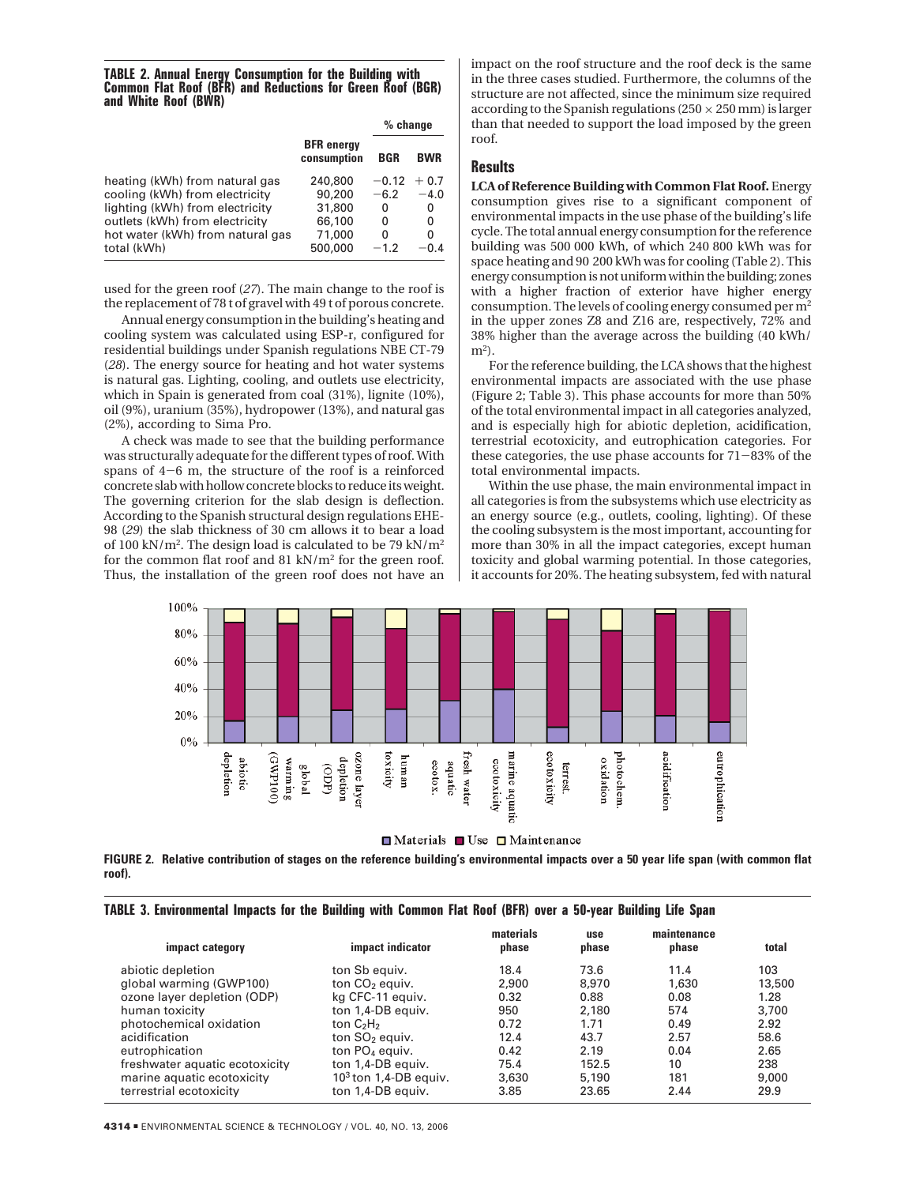**TABLE 2. Annual Energy Consumption for the Building with Common Flat Roof (BFR) and Reductions for Green Roof (BGR) and White Roof (BWR)**

| | BFR energy consumption | % change | |
|---|---|---|---|
| | | BGR | BWR |
| heating (kWh) from natural gas | 240,800 | −0.12 | + 0.7 |
| cooling (kWh) from electricity | 90,200 | −6.2 | −4.0 |
| lighting (kWh) from electricity | 31,800 | 0 | 0 |
| outlets (kWh) from electricity | 66,100 | 0 | 0 |
| hot water (kWh) from natural gas | 71,000 | 0 | 0 |
| total (kWh) | 500,000 | −1.2 | −0.4 |

used for the green roof (*27*). The main change to the roof is the replacement of 78 t of gravel with 49 t of porous concrete.

Annual energy consumption in the building's heating and cooling system was calculated using ESP-r, configured for residential buildings under Spanish regulations NBE CT-79 (*28*). The energy source for heating and hot water systems is natural gas. Lighting, cooling, and outlets use electricity, which in Spain is generated from coal (31%), lignite (10%), oil (9%), uranium (35%), hydropower (13%), and natural gas (2%), according to Sima Pro.

A check was made to see that the building performance was structurally adequate for the different types of roof. With spans of 4−6 m, the structure of the roof is a reinforced concrete slab with hollow concrete blocks to reduce its weight. The governing criterion for the slab design is deflection. According to the Spanish structural design regulations EHE-98 (*29*) the slab thickness of 30 cm allows it to bear a load of 100 kN/m$^2$. The design load is calculated to be 79 kN/m$^2$ for the common flat roof and 81 kN/m$^2$ for the green roof. Thus, the installation of the green roof does not have an impact on the roof structure and the roof deck is the same in the three cases studied. Furthermore, the columns of the structure are not affected, since the minimum size required according to the Spanish regulations (250 × 250 mm) is larger than that needed to support the load imposed by the green roof.

## Results

**LCA of Reference Building with Common Flat Roof.** Energy consumption gives rise to a significant component of environmental impacts in the use phase of the building's life cycle. The total annual energy consumption for the reference building was 500 000 kWh, of which 240 800 kWh was for space heating and 90 200 kWh was for cooling (Table 2). This energy consumption is not uniform within the building; zones with a higher fraction of exterior have higher energy consumption. The levels of cooling energy consumed per m$^2$ in the upper zones Z8 and Z16 are, respectively, 72% and 38% higher than the average across the building (40 kWh/m$^2$).

For the reference building, the LCA shows that the highest environmental impacts are associated with the use phase (Figure 2; Table 3). This phase accounts for more than 50% of the total environmental impact in all categories analyzed, and is especially high for abiotic depletion, acidification, terrestrial ecotoxicity, and eutrophication categories. For these categories, the use phase accounts for 71−83% of the total environmental impacts.

Within the use phase, the main environmental impact in all categories is from the subsystems which use electricity as an energy source (e.g., outlets, cooling, lighting). Of these the cooling subsystem is the most important, accounting for more than 30% in all the impact categories, except human toxicity and global warming potential. In those categories, it accounts for 20%. The heating subsystem, fed with natural

**FIGURE 2. Relative contribution of stages on the reference building's environmental impacts over a 50 year life span (with common flat roof).**

**TABLE 3. Environmental Impacts for the Building with Common Flat Roof (BFR) over a 50-year Building Life Span**

| impact category | impact indicator | materials phase | use phase | maintenance phase | total |
|---|---|---|---|---|---|
| abiotic depletion | ton Sb equiv. | 18.4 | 73.6 | 11.4 | 103 |
| global warming (GWP100) | ton $CO_2$ equiv. | 2,900 | 8,970 | 1,630 | 13,500 |
| ozone layer depletion (ODP) | kg CFC-11 equiv. | 0.32 | 0.88 | 0.08 | 1.28 |
| human toxicity | ton 1,4-DB equiv. | 950 | 2,180 | 574 | 3,700 |
| photochemical oxidation | ton $C_2H_2$ | 0.72 | 1.71 | 0.49 | 2.92 |
| acidification | ton $SO_2$ equiv. | 12.4 | 43.7 | 2.57 | 58.6 |
| eutrophication | ton $PO_4$ equiv. | 0.42 | 2.19 | 0.04 | 2.65 |
| freshwater aquatic ecotoxicity | ton 1,4-DB equiv. | 75.4 | 152.5 | 10 | 238 |
| marine aquatic ecotoxicity | $10^3$ ton 1,4-DB equiv. | 3,630 | 5,190 | 181 | 9,000 |
| terrestrial ecotoxicity | ton 1,4-DB equiv. | 3.85 | 23.65 | 2.44 | 29.9 |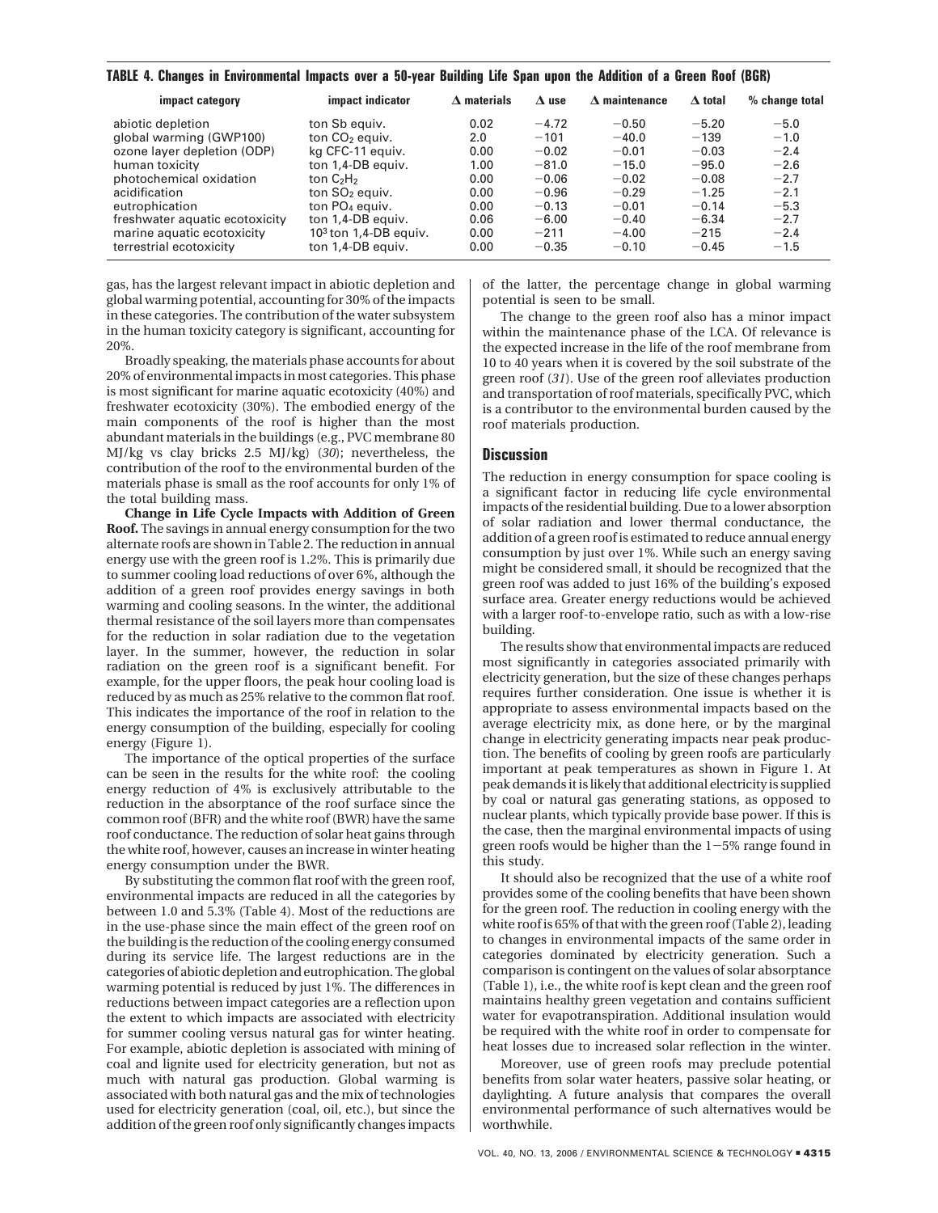**TABLE 4. Changes in Environmental Impacts over a 50-year Building Life Span upon the Addition of a Green Roof (BGR)**

| impact category | impact indicator | Δ materials | Δ use | Δ maintenance | Δ total | % change total |
|---|---|---|---|---|---|---|
| abiotic depletion | ton Sb equiv. | 0.02 | −4.72 | −0.50 | −5.20 | −5.0 |
| global warming (GWP100) | ton $CO_2$ equiv. | 2.0 | −101 | −40.0 | −139 | −1.0 |
| ozone layer depletion (ODP) | kg CFC-11 equiv. | 0.00 | −0.02 | −0.01 | −0.03 | −2.4 |
| human toxicity | ton 1,4-DB equiv. | 1.00 | −81.0 | −15.0 | −95.0 | −2.6 |
| photochemical oxidation | ton $C_2H_2$ | 0.00 | −0.06 | −0.02 | −0.08 | −2.7 |
| acidification | ton $SO_2$ equiv. | 0.00 | −0.96 | −0.29 | −1.25 | −2.1 |
| eutrophication | ton $PO_4$ equiv. | 0.00 | −0.13 | −0.01 | −0.14 | −5.3 |
| freshwater aquatic ecotoxicity | ton 1,4-DB equiv. | 0.06 | −6.00 | −0.40 | −6.34 | −2.7 |
| marine aquatic ecotoxicity | $10^3$ ton 1,4-DB equiv. | 0.00 | −211 | −4.00 | −215 | −2.4 |
| terrestrial ecotoxicity | ton 1,4-DB equiv. | 0.00 | −0.35 | −0.10 | −0.45 | −1.5 |

gas, has the largest relevant impact in abiotic depletion and global warming potential, accounting for 30% of the impacts in these categories. The contribution of the water subsystem in the human toxicity category is significant, accounting for 20%.

Broadly speaking, the materials phase accounts for about 20% of environmental impacts in most categories. This phase is most significant for marine aquatic ecotoxicity (40%) and freshwater ecotoxicity (30%). The embodied energy of the main components of the roof is higher than the most abundant materials in the buildings (e.g., PVC membrane 80 MJ/kg vs clay bricks 2.5 MJ/kg) (*30*); nevertheless, the contribution of the roof to the environmental burden of the materials phase is small as the roof accounts for only 1% of the total building mass.

**Change in Life Cycle Impacts with Addition of Green Roof.** The savings in annual energy consumption for the two alternate roofs are shown in Table 2. The reduction in annual energy use with the green roof is 1.2%. This is primarily due to summer cooling load reductions of over 6%, although the addition of a green roof provides energy savings in both warming and cooling seasons. In the winter, the additional thermal resistance of the soil layers more than compensates for the reduction in solar radiation due to the vegetation layer. In the summer, however, the reduction in solar radiation on the green roof is a significant benefit. For example, for the upper floors, the peak hour cooling load is reduced by as much as 25% relative to the common flat roof. This indicates the importance of the roof in relation to the energy consumption of the building, especially for cooling energy (Figure 1).

The importance of the optical properties of the surface can be seen in the results for the white roof: the cooling energy reduction of 4% is exclusively attributable to the reduction in the absorptance of the roof surface since the common roof (BFR) and the white roof (BWR) have the same roof conductance. The reduction of solar heat gains through the white roof, however, causes an increase in winter heating energy consumption under the BWR.

By substituting the common flat roof with the green roof, environmental impacts are reduced in all the categories by between 1.0 and 5.3% (Table 4). Most of the reductions are in the use-phase since the main effect of the green roof on the building is the reduction of the cooling energy consumed during its service life. The largest reductions are in the categories of abiotic depletion and eutrophication. The global warming potential is reduced by just 1%. The differences in reductions between impact categories are a reflection upon the extent to which impacts are associated with electricity for summer cooling versus natural gas for winter heating. For example, abiotic depletion is associated with mining of coal and lignite used for electricity generation, but not as much with natural gas production. Global warming is associated with both natural gas and the mix of technologies used for electricity generation (coal, oil, etc.), but since the addition of the green roof only significantly changes impacts of the latter, the percentage change in global warming potential is seen to be small.

The change to the green roof also has a minor impact within the maintenance phase of the LCA. Of relevance is the expected increase in the life of the roof membrane from 10 to 40 years when it is covered by the soil substrate of the green roof (*31*). Use of the green roof alleviates production and transportation of roof materials, specifically PVC, which is a contributor to the environmental burden caused by the roof materials production.

## Discussion

The reduction in energy consumption for space cooling is a significant factor in reducing life cycle environmental impacts of the residential building. Due to a lower absorption of solar radiation and lower thermal conductance, the addition of a green roof is estimated to reduce annual energy consumption by just over 1%. While such an energy saving might be considered small, it should be recognized that the green roof was added to just 16% of the building's exposed surface area. Greater energy reductions would be achieved with a larger roof-to-envelope ratio, such as with a low-rise building.

The results show that environmental impacts are reduced most significantly in categories associated primarily with electricity generation, but the size of these changes perhaps requires further consideration. One issue is whether it is appropriate to assess environmental impacts based on the average electricity mix, as done here, or by the marginal change in electricity generating impacts near peak production. The benefits of cooling by green roofs are particularly important at peak temperatures as shown in Figure 1. At peak demands it is likely that additional electricity is supplied by coal or natural gas generating stations, as opposed to nuclear plants, which typically provide base power. If this is the case, then the marginal environmental impacts of using green roofs would be higher than the 1−5% range found in this study.

It should also be recognized that the use of a white roof provides some of the cooling benefits that have been shown for the green roof. The reduction in cooling energy with the white roof is 65% of that with the green roof (Table 2), leading to changes in environmental impacts of the same order in categories dominated by electricity generation. Such a comparison is contingent on the values of solar absorptance (Table 1), i.e., the white roof is kept clean and the green roof maintains healthy green vegetation and contains sufficient water for evapotranspiration. Additional insulation would be required with the white roof in order to compensate for heat losses due to increased solar reflection in the winter.

Moreover, use of green roofs may preclude potential benefits from solar water heaters, passive solar heating, or daylighting. A future analysis that compares the overall environmental performance of such alternatives would be worthwhile.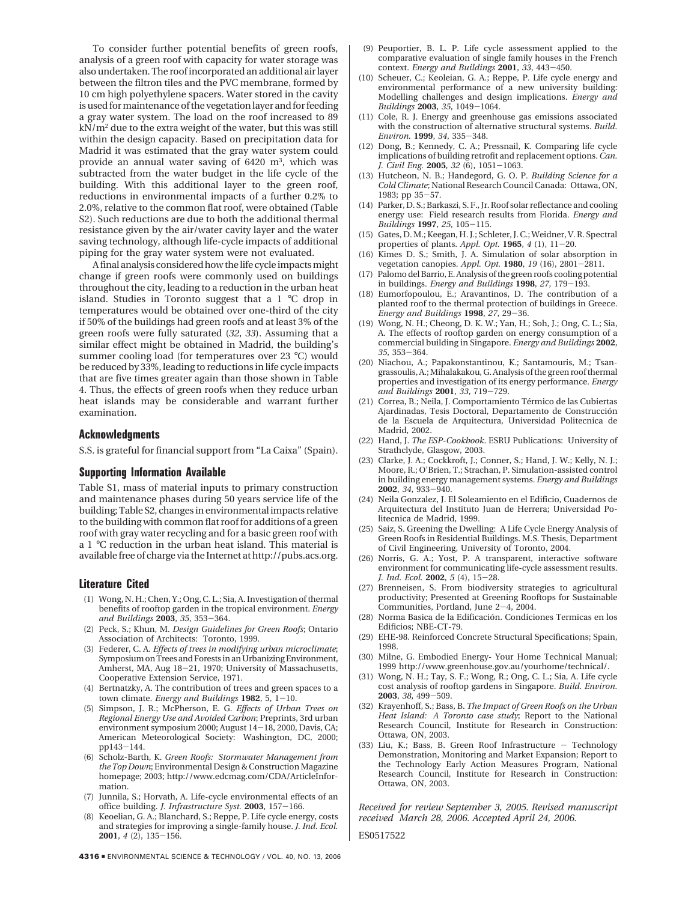To consider further potential benefits of green roofs, analysis of a green roof with capacity for water storage was also undertaken. The roof incorporated an additional air layer between the filtron tiles and the PVC membrane, formed by 10 cm high polyethylene spacers. Water stored in the cavity is used for maintenance of the vegetation layer and for feeding a gray water system. The load on the roof increased to 89 $kN/m^2$ due to the extra weight of the water, but this was still within the design capacity. Based on precipitation data for Madrid it was estimated that the gray water system could provide an annual water saving of 6420 $m^3$, which was subtracted from the water budget in the life cycle of the building. With this additional layer to the green roof, reductions in environmental impacts of a further 0.2% to 2.0%, relative to the common flat roof, were obtained (Table S2). Such reductions are due to both the additional thermal resistance given by the air/water cavity layer and the water saving technology, although life-cycle impacts of additional piping for the gray water system were not evaluated.

A final analysis considered how the life cycle impacts might change if green roofs were commonly used on buildings throughout the city, leading to a reduction in the urban heat island. Studies in Toronto suggest that a 1 °C drop in temperatures would be obtained over one-third of the city if 50% of the buildings had green roofs and at least 3% of the green roofs were fully saturated (*32*, *33*). Assuming that a similar effect might be obtained in Madrid, the building's summer cooling load (for temperatures over 23 °C) would be reduced by 33%, leading to reductions in life cycle impacts that are five times greater again than those shown in Table 4. Thus, the effects of green roofs when they reduce urban heat islands may be considerable and warrant further examination.

## Acknowledgments

S.S. is grateful for financial support from "La Caixa" (Spain).

## Supporting Information Available

Table S1, mass of material inputs to primary construction and maintenance phases during 50 years service life of the building; Table S2, changes in environmental impacts relative to the building with common flat roof for additions of a green roof with gray water recycling and for a basic green roof with a 1 °C reduction in the urban heat island. This material is available free of charge via the Internet at http://pubs.acs.org.

## Literature Cited

(1) Wong, N. H.; Chen, Y.; Ong, C. L.; Sia, A. Investigation of thermal benefits of rooftop garden in the tropical environment. *Energy and Buildings* **2003**, *35*, 353−364.

(2) Peck, S.; Khun, M. *Design Guidelines for Green Roofs*; Ontario Association of Architects: Toronto, 1999.

(3) Federer, C. A. *Effects of trees in modifying urban microclimate*; Symposium on Trees and Forests in an Urbanizing Environment, Amherst, MA, Aug 18−21, 1970; University of Massachusetts, Cooperative Extension Service, 1971.

(4) Bertnatzky, A. The contribution of trees and green spaces to a town climate. *Energy and Buildings* **1982**, 5, 1−10.

(5) Simpson, J. R.; McPherson, E. G. *Effects of Urban Trees on Regional Energy Use and Avoided Carbon*; Preprints, 3rd urban environment symposium 2000; August 14−18, 2000, Davis, CA; American Meteorological Society: Washington, DC, 2000; pp143−144.

(6) Scholz-Barth, K. *Green Roofs: Stormwater Management from the Top Down*; Environmental Design & Construction Magazine homepage; 2003; http://www.edcmag.com/CDA/ArticleInformation.

(7) Junnila, S.; Horvath, A. Life-cycle environmental effects of an office building. *J. Infrastructure Syst.* **2003**, 157−166.

(8) Keoelian, G. A.; Blanchard, S.; Reppe, P. Life cycle energy, costs and strategies for improving a single-family house. *J. Ind. Ecol.* **2001**, *4* (2), 135−156.

(9) Peuportier, B. L. P. Life cycle assessment applied to the comparative evaluation of single family houses in the French context. *Energy and Buildings* **2001**, *33*, 443−450.

(10) Scheuer, C.; Keoleian, G. A.; Reppe, P. Life cycle energy and environmental performance of a new university building: Modelling challenges and design implications. *Energy and Buildings* **2003**, *35*, 1049−1064.

(11) Cole, R. J. Energy and greenhouse gas emissions associated with the construction of alternative structural systems. *Build. Environ.* **1999**, *34*, 335−348.

(12) Dong, B.; Kennedy, C. A.; Pressnail, K. Comparing life cycle implications of building retrofit and replacement options. *Can. J. Civil Eng.* **2005**, *32* (6), 1051−1063.

(13) Hutcheon, N. B.; Handegord, G. O. P. *Building Science for a Cold Climate*; National Research Council Canada: Ottawa, ON, 1983; pp 35−57.

(14) Parker, D. S.; Barkaszi, S. F., Jr. Roof solar reflectance and cooling energy use: Field research results from Florida. *Energy and Buildings* **1997**, *25*, 105−115.

(15) Gates, D. M.; Keegan, H. J.; Schleter, J. C.; Weidner, V. R. Spectral properties of plants. *Appl. Opt.* **1965**, *4* (1), 11−20.

(16) Kimes D. S.; Smith, J. A. Simulation of solar absorption in vegetation canopies. *Appl. Opt.* **1980**, *19* (16), 2801−2811.

(17) Palomo del Barrio, E. Analysis of the green roofs cooling potential in buildings. *Energy and Buildings* **1998**, *27*, 179−193.

(18) Eumorfopoulou, E.; Aravantinos, D. The contribution of a planted roof to the thermal protection of buildings in Greece. *Energy and Buildings* **1998**, *27*, 29−36.

(19) Wong, N. H.; Cheong, D. K. W.; Yan, H.; Soh, J.; Ong, C. L.; Sia, A. The effects of rooftop garden on energy consumption of a commercial building in Singapore. *Energy and Buildings* **2002**, *35*, 353−364.

(20) Niachou, A.; Papakonstantinou, K.; Santamouris, M.; Tsangrassoulis, A.; Mihalakakou, G. Analysis of the green roof thermal properties and investigation of its energy performance. *Energy and Buildings* **2001**, *33*, 719−729.

(21) Correa, B.; Neila, J. Comportamiento Térmico de las Cubiertas Ajardinadas, Tesis Doctoral, Departamento de Construcción de la Escuela de Arquitectura, Universidad Politecnica de Madrid, 2002.

(22) Hand, J. *The ESP-Cookbook*. ESRU Publications: University of Strathclyde, Glasgow, 2003.

(23) Clarke, J. A.; Cockkroft, J.; Conner, S.; Hand, J. W.; Kelly, N. J.; Moore, R.; O'Brien, T.; Strachan, P. Simulation-assisted control in building energy management systems. *Energy and Buildings* **2002**, *34*, 933−940.

(24) Neila Gonzalez, J. El Soleamiento en el Edificio, Cuadernos de Arquitectura del Instituto Juan de Herrera; Universidad Politecnica de Madrid, 1999.

(25) Saiz, S. Greening the Dwelling: A Life Cycle Energy Analysis of Green Roofs in Residential Buildings. M.S. Thesis, Department of Civil Engineering, University of Toronto, 2004.

(26) Norris, G. A.; Yost, P. A transparent, interactive software environment for communicating life-cycle assessment results. *J. Ind. Ecol.* **2002**, *5* (4), 15−28.

(27) Brenneisen, S. From biodiversity strategies to agricultural productivity; Presented at Greening Rooftops for Sustainable Communities, Portland, June 2−4, 2004.

(28) Norma Basica de la Edificación. Condiciones Termicas en los Edificios; NBE-CT-79.

(29) EHE-98. Reinforced Concrete Structural Specifications; Spain, 1998.

(30) Milne, G. Embodied Energy- Your Home Technical Manual; 1999 http://www.greenhouse.gov.au/yourhome/technical/.

(31) Wong, N. H.; Tay, S. F.; Wong, R.; Ong, C. L.; Sia, A. Life cycle cost analysis of rooftop gardens in Singapore. *Build. Environ.* **2003**, *38*, 499−509.

(32) Krayenhoff, S.; Bass, B. *The Impact of Green Roofs on the Urban Heat Island: A Toronto case study*; Report to the National Research Council, Institute for Research in Construction: Ottawa, ON, 2003.

(33) Liu, K.; Bass, B. Green Roof Infrastructure − Technology Demonstration, Monitoring and Market Expansion; Report to the Technology Early Action Measures Program, National Research Council, Institute for Research in Construction: Ottawa, ON, 2003.

*Received for review September 3, 2005. Revised manuscript received March 28, 2006. Accepted April 24, 2006.*

ES0517522